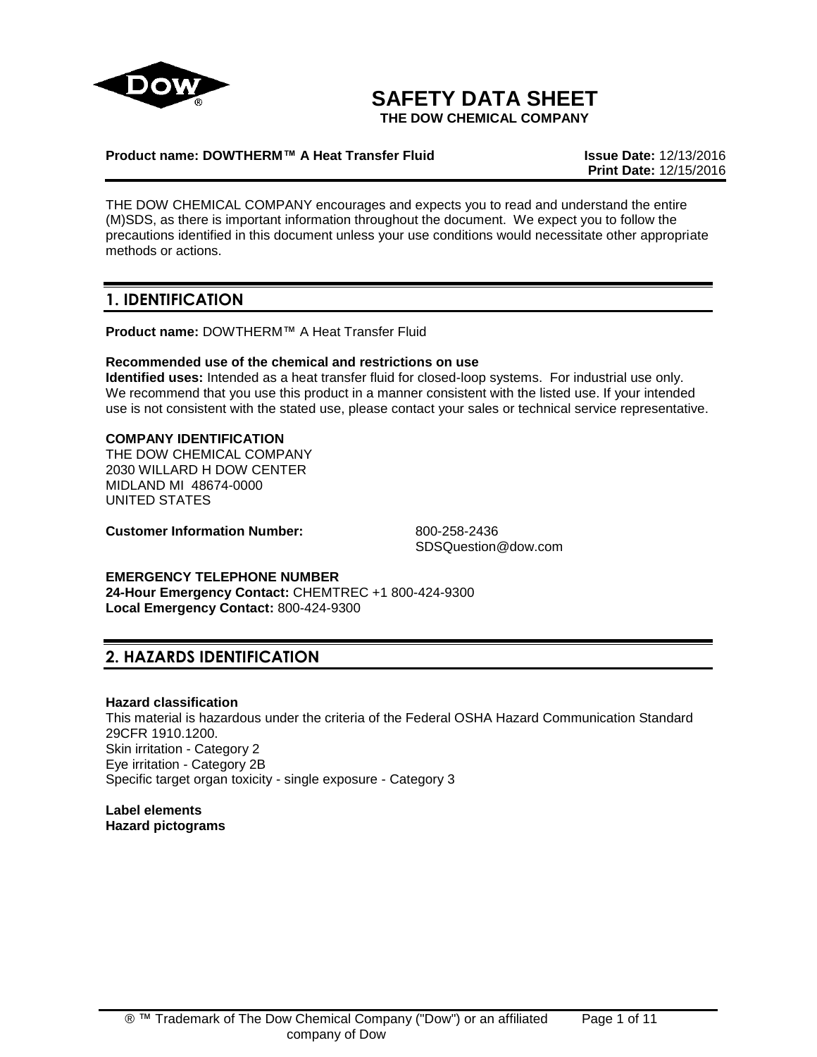# SAFETY DATA SHEET

**THE DOW CHEMICAL COMPANY**

**Product name: DOWTHERM™ A Heat Transfer Fluid** **Issue Date:** 12/13/2016 **Print Date:** 12/15/2016

THE DOW CHEMICAL COMPANY encourages and expects you to read and understand the entire (M)SDS, as there is important information throughout the document. We expect you to follow the precautions identified in this document unless your use conditions would necessitate other appropriate methods or actions.

## 1. IDENTIFICATION

**Product name:** DOWTHERM™ A Heat Transfer Fluid

**Recommended use of the chemical and restrictions on use**
**Identified uses:** Intended as a heat transfer fluid for closed-loop systems. For industrial use only. We recommend that you use this product in a manner consistent with the listed use. If your intended use is not consistent with the stated use, please contact your sales or technical service representative.

**COMPANY IDENTIFICATION**
THE DOW CHEMICAL COMPANY
2030 WILLARD H DOW CENTER
MIDLAND MI 48674-0000
UNITED STATES

**Customer Information Number:** 800-258-2436
SDSQuestion@dow.com

**EMERGENCY TELEPHONE NUMBER**
**24-Hour Emergency Contact:** CHEMTREC +1 800-424-9300
**Local Emergency Contact:** 800-424-9300

## 2. HAZARDS IDENTIFICATION

**Hazard classification**
This material is hazardous under the criteria of the Federal OSHA Hazard Communication Standard 29CFR 1910.1200.
Skin irritation - Category 2
Eye irritation - Category 2B
Specific target organ toxicity - single exposure - Category 3

**Label elements**
**Hazard pictograms**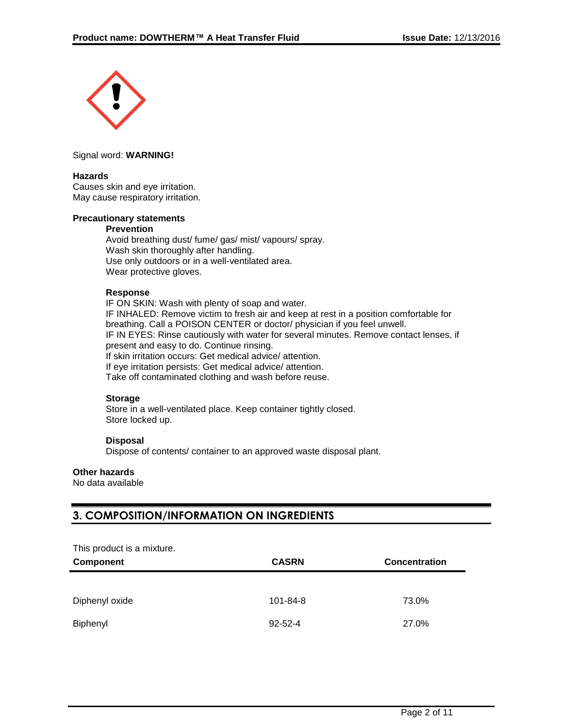Signal word: **WARNING!**

**Hazards**

Causes skin and eye irritation.
May cause respiratory irritation.

**Precautionary statements**

**Prevention**

Avoid breathing dust/ fume/ gas/ mist/ vapours/ spray.
Wash skin thoroughly after handling.
Use only outdoors or in a well-ventilated area.
Wear protective gloves.

**Response**

IF ON SKIN: Wash with plenty of soap and water.
IF INHALED: Remove victim to fresh air and keep at rest in a position comfortable for breathing. Call a POISON CENTER or doctor/ physician if you feel unwell.
IF IN EYES: Rinse cautiously with water for several minutes. Remove contact lenses, if present and easy to do. Continue rinsing.
If skin irritation occurs: Get medical advice/ attention.
If eye irritation persists: Get medical advice/ attention.
Take off contaminated clothing and wash before reuse.

**Storage**

Store in a well-ventilated place. Keep container tightly closed.
Store locked up.

**Disposal**

Dispose of contents/ container to an approved waste disposal plant.

**Other hazards**

No data available

## 3. COMPOSITION/INFORMATION ON INGREDIENTS

This product is a mixture.

| Component | CASRN | Concentration |
|---|---|---|
| Diphenyl oxide | 101-84-8 | 73.0% |
| Biphenyl | 92-52-4 | 27.0% |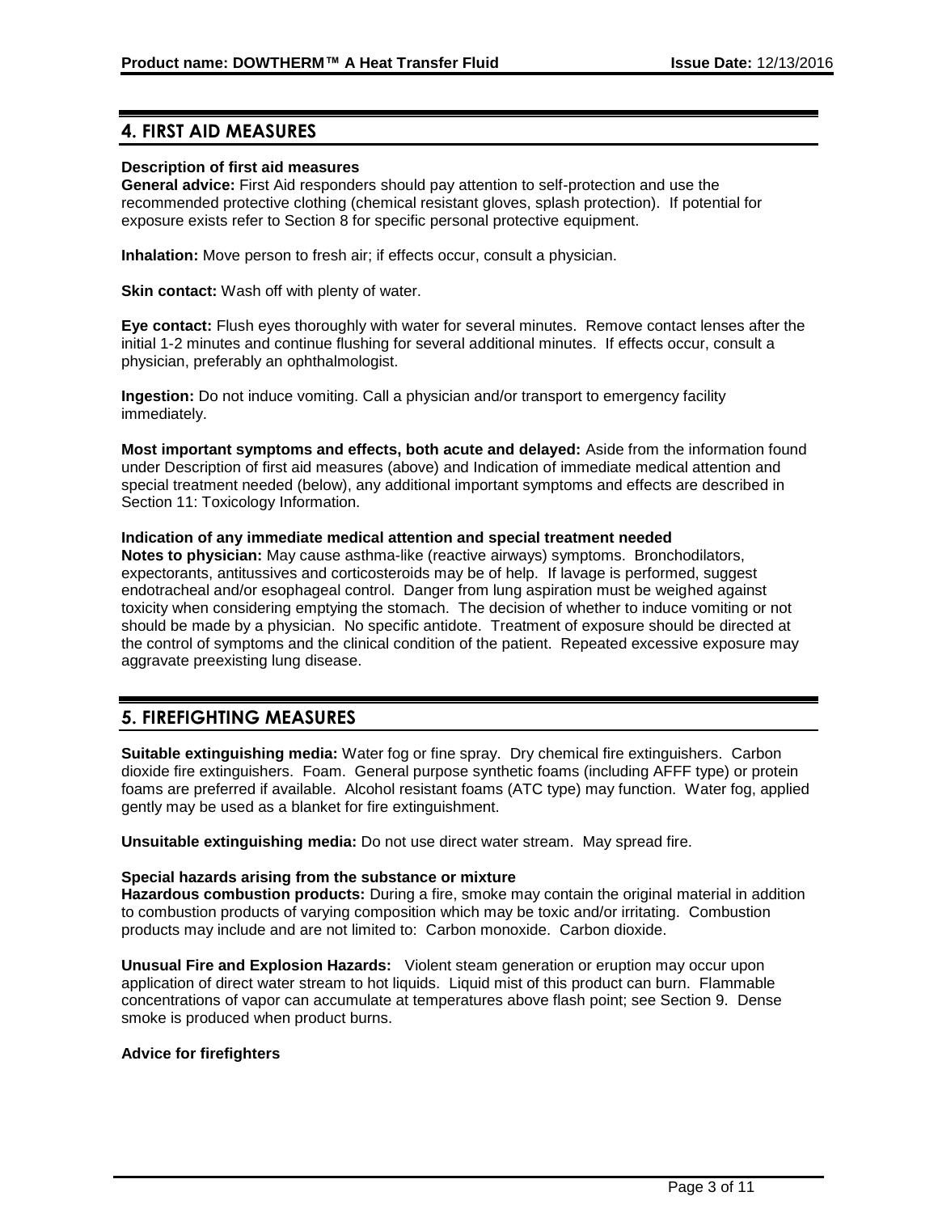## 4. FIRST AID MEASURES

**Description of first aid measures**

**General advice:** First Aid responders should pay attention to self-protection and use the recommended protective clothing (chemical resistant gloves, splash protection). If potential for exposure exists refer to Section 8 for specific personal protective equipment.

**Inhalation:** Move person to fresh air; if effects occur, consult a physician.

**Skin contact:** Wash off with plenty of water.

**Eye contact:** Flush eyes thoroughly with water for several minutes. Remove contact lenses after the initial 1-2 minutes and continue flushing for several additional minutes. If effects occur, consult a physician, preferably an ophthalmologist.

**Ingestion:** Do not induce vomiting. Call a physician and/or transport to emergency facility immediately.

**Most important symptoms and effects, both acute and delayed:** Aside from the information found under Description of first aid measures (above) and Indication of immediate medical attention and special treatment needed (below), any additional important symptoms and effects are described in Section 11: Toxicology Information.

**Indication of any immediate medical attention and special treatment needed**

**Notes to physician:** May cause asthma-like (reactive airways) symptoms. Bronchodilators, expectorants, antitussives and corticosteroids may be of help. If lavage is performed, suggest endotracheal and/or esophageal control. Danger from lung aspiration must be weighed against toxicity when considering emptying the stomach. The decision of whether to induce vomiting or not should be made by a physician. No specific antidote. Treatment of exposure should be directed at the control of symptoms and the clinical condition of the patient. Repeated excessive exposure may aggravate preexisting lung disease.

## 5. FIREFIGHTING MEASURES

**Suitable extinguishing media:** Water fog or fine spray. Dry chemical fire extinguishers. Carbon dioxide fire extinguishers. Foam. General purpose synthetic foams (including AFFF type) or protein foams are preferred if available. Alcohol resistant foams (ATC type) may function. Water fog, applied gently may be used as a blanket for fire extinguishment.

**Unsuitable extinguishing media:** Do not use direct water stream. May spread fire.

**Special hazards arising from the substance or mixture**

**Hazardous combustion products:** During a fire, smoke may contain the original material in addition to combustion products of varying composition which may be toxic and/or irritating. Combustion products may include and are not limited to: Carbon monoxide. Carbon dioxide.

**Unusual Fire and Explosion Hazards:** Violent steam generation or eruption may occur upon application of direct water stream to hot liquids. Liquid mist of this product can burn. Flammable concentrations of vapor can accumulate at temperatures above flash point; see Section 9. Dense smoke is produced when product burns.

**Advice for firefighters**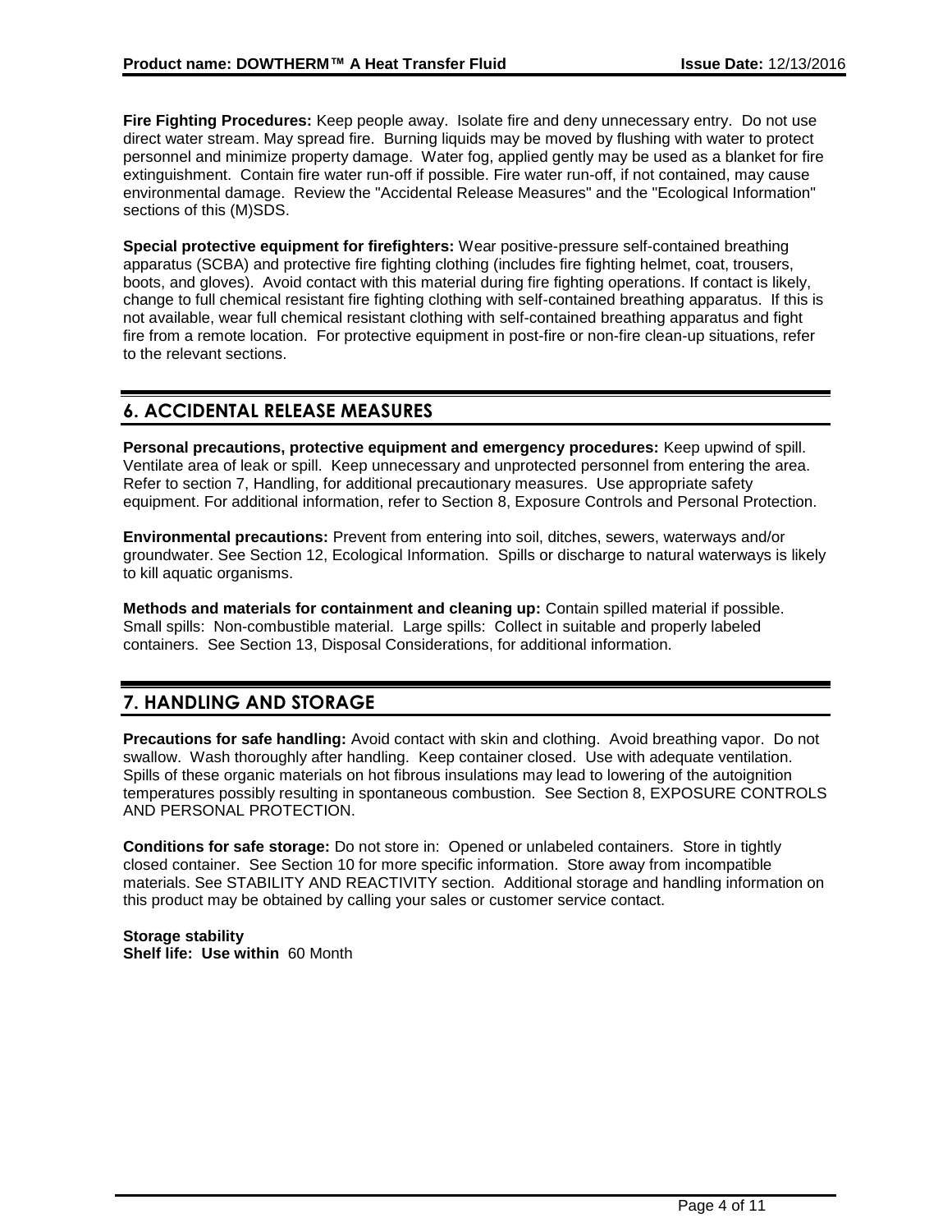**Fire Fighting Procedures:** Keep people away. Isolate fire and deny unnecessary entry. Do not use direct water stream. May spread fire. Burning liquids may be moved by flushing with water to protect personnel and minimize property damage. Water fog, applied gently may be used as a blanket for fire extinguishment. Contain fire water run-off if possible. Fire water run-off, if not contained, may cause environmental damage. Review the "Accidental Release Measures" and the "Ecological Information" sections of this (M)SDS.

**Special protective equipment for firefighters:** Wear positive-pressure self-contained breathing apparatus (SCBA) and protective fire fighting clothing (includes fire fighting helmet, coat, trousers, boots, and gloves). Avoid contact with this material during fire fighting operations. If contact is likely, change to full chemical resistant fire fighting clothing with self-contained breathing apparatus. If this is not available, wear full chemical resistant clothing with self-contained breathing apparatus and fight fire from a remote location. For protective equipment in post-fire or non-fire clean-up situations, refer to the relevant sections.

## 6. ACCIDENTAL RELEASE MEASURES

**Personal precautions, protective equipment and emergency procedures:** Keep upwind of spill. Ventilate area of leak or spill. Keep unnecessary and unprotected personnel from entering the area. Refer to section 7, Handling, for additional precautionary measures. Use appropriate safety equipment. For additional information, refer to Section 8, Exposure Controls and Personal Protection.

**Environmental precautions:** Prevent from entering into soil, ditches, sewers, waterways and/or groundwater. See Section 12, Ecological Information. Spills or discharge to natural waterways is likely to kill aquatic organisms.

**Methods and materials for containment and cleaning up:** Contain spilled material if possible. Small spills: Non-combustible material. Large spills: Collect in suitable and properly labeled containers. See Section 13, Disposal Considerations, for additional information.

## 7. HANDLING AND STORAGE

**Precautions for safe handling:** Avoid contact with skin and clothing. Avoid breathing vapor. Do not swallow. Wash thoroughly after handling. Keep container closed. Use with adequate ventilation. Spills of these organic materials on hot fibrous insulations may lead to lowering of the autoignition temperatures possibly resulting in spontaneous combustion. See Section 8, EXPOSURE CONTROLS AND PERSONAL PROTECTION.

**Conditions for safe storage:** Do not store in: Opened or unlabeled containers. Store in tightly closed container. See Section 10 for more specific information. Store away from incompatible materials. See STABILITY AND REACTIVITY section. Additional storage and handling information on this product may be obtained by calling your sales or customer service contact.

**Storage stability**
**Shelf life: Use within** 60 Month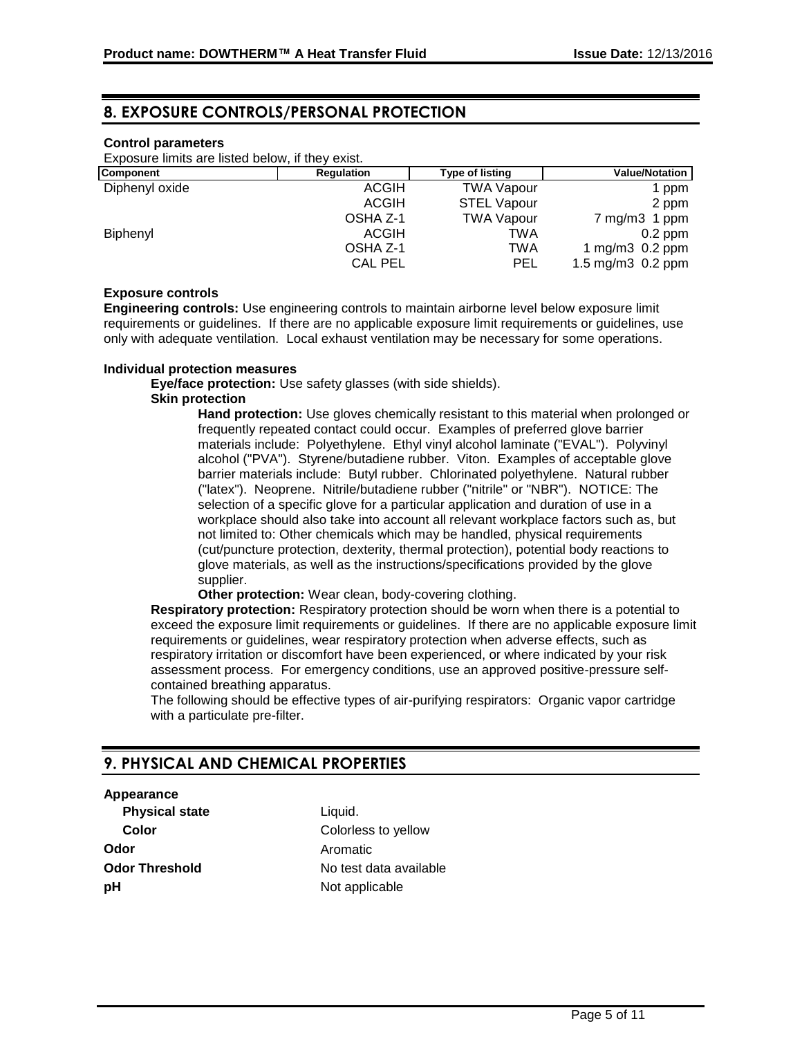## 8. EXPOSURE CONTROLS/PERSONAL PROTECTION

**Control parameters**

Exposure limits are listed below, if they exist.

| Component | Regulation | Type of listing | Value/Notation |
|---|---|---|---|
| Diphenyl oxide | ACGIH | TWA Vapour | 1 ppm |
| | ACGIH | STEL Vapour | 2 ppm |
| | OSHA Z-1 | TWA Vapour | 7 mg/m3 1 ppm |
| Biphenyl | ACGIH | TWA | 0.2 ppm |
| | OSHA Z-1 | TWA | 1 mg/m3 0.2 ppm |
| | CAL PEL | PEL | 1.5 mg/m3 0.2 ppm |

**Exposure controls**

**Engineering controls:** Use engineering controls to maintain airborne level below exposure limit requirements or guidelines. If there are no applicable exposure limit requirements or guidelines, use only with adequate ventilation. Local exhaust ventilation may be necessary for some operations.

**Individual protection measures**

**Eye/face protection:** Use safety glasses (with side shields).

**Skin protection**

**Hand protection:** Use gloves chemically resistant to this material when prolonged or frequently repeated contact could occur. Examples of preferred glove barrier materials include: Polyethylene. Ethyl vinyl alcohol laminate ("EVAL"). Polyvinyl alcohol ("PVA"). Styrene/butadiene rubber. Viton. Examples of acceptable glove barrier materials include: Butyl rubber. Chlorinated polyethylene. Natural rubber ("latex"). Neoprene. Nitrile/butadiene rubber ("nitrile" or "NBR"). NOTICE: The selection of a specific glove for a particular application and duration of use in a workplace should also take into account all relevant workplace factors such as, but not limited to: Other chemicals which may be handled, physical requirements (cut/puncture protection, dexterity, thermal protection), potential body reactions to glove materials, as well as the instructions/specifications provided by the glove supplier.

**Other protection:** Wear clean, body-covering clothing.

**Respiratory protection:** Respiratory protection should be worn when there is a potential to exceed the exposure limit requirements or guidelines. If there are no applicable exposure limit requirements or guidelines, wear respiratory protection when adverse effects, such as respiratory irritation or discomfort have been experienced, or where indicated by your risk assessment process. For emergency conditions, use an approved positive-pressure self-contained breathing apparatus.

The following should be effective types of air-purifying respirators: Organic vapor cartridge with a particulate pre-filter.

## 9. PHYSICAL AND CHEMICAL PROPERTIES

**Appearance**

| | |
|---|---|
| **Physical state** | Liquid. |
| **Color** | Colorless to yellow |
| **Odor** | Aromatic |
| **Odor Threshold** | No test data available |
| **pH** | Not applicable |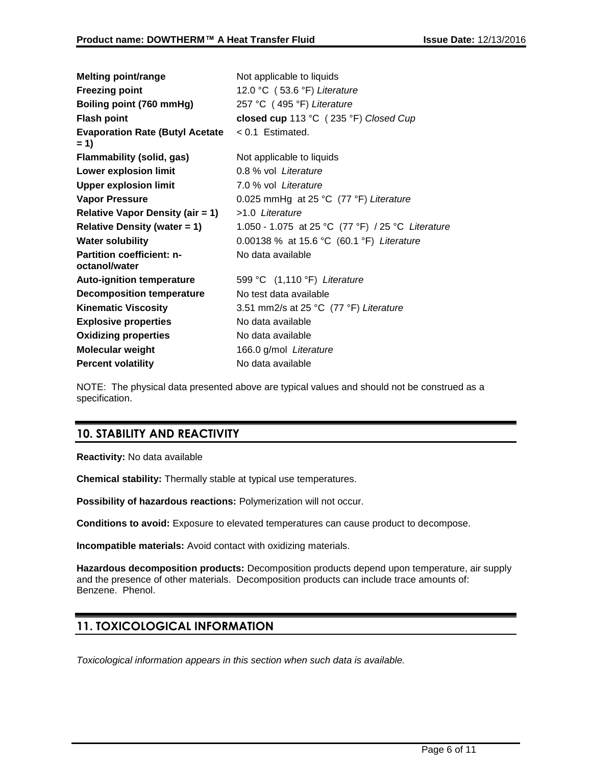| | |
|---|---|
| **Melting point/range** | Not applicable to liquids |
| **Freezing point** | 12.0 °C ( 53.6 °F) *Literature* |
| **Boiling point (760 mmHg)** | 257 °C ( 495 °F) *Literature* |
| **Flash point** | **closed cup** 113 °C ( 235 °F) *Closed Cup* |
| **Evaporation Rate (Butyl Acetate = 1)** | < 0.1 Estimated. |
| **Flammability (solid, gas)** | Not applicable to liquids |
| **Lower explosion limit** | 0.8 % vol *Literature* |
| **Upper explosion limit** | 7.0 % vol *Literature* |
| **Vapor Pressure** | 0.025 mmHg at 25 °C (77 °F) *Literature* |
| **Relative Vapor Density (air = 1)** | >1.0 *Literature* |
| **Relative Density (water = 1)** | 1.050 - 1.075 at 25 °C (77 °F) / 25 °C *Literature* |
| **Water solubility** | 0.00138 % at 15.6 °C (60.1 °F) *Literature* |
| **Partition coefficient: n-octanol/water** | No data available |
| **Auto-ignition temperature** | 599 °C (1,110 °F) *Literature* |
| **Decomposition temperature** | No test data available |
| **Kinematic Viscosity** | 3.51 mm2/s at 25 °C (77 °F) *Literature* |
| **Explosive properties** | No data available |
| **Oxidizing properties** | No data available |
| **Molecular weight** | 166.0 g/mol *Literature* |
| **Percent volatility** | No data available |

NOTE: The physical data presented above are typical values and should not be construed as a specification.

## 10. STABILITY AND REACTIVITY

**Reactivity:** No data available

**Chemical stability:** Thermally stable at typical use temperatures.

**Possibility of hazardous reactions:** Polymerization will not occur.

**Conditions to avoid:** Exposure to elevated temperatures can cause product to decompose.

**Incompatible materials:** Avoid contact with oxidizing materials.

**Hazardous decomposition products:** Decomposition products depend upon temperature, air supply and the presence of other materials. Decomposition products can include trace amounts of: Benzene. Phenol.

## 11. TOXICOLOGICAL INFORMATION

*Toxicological information appears in this section when such data is available.*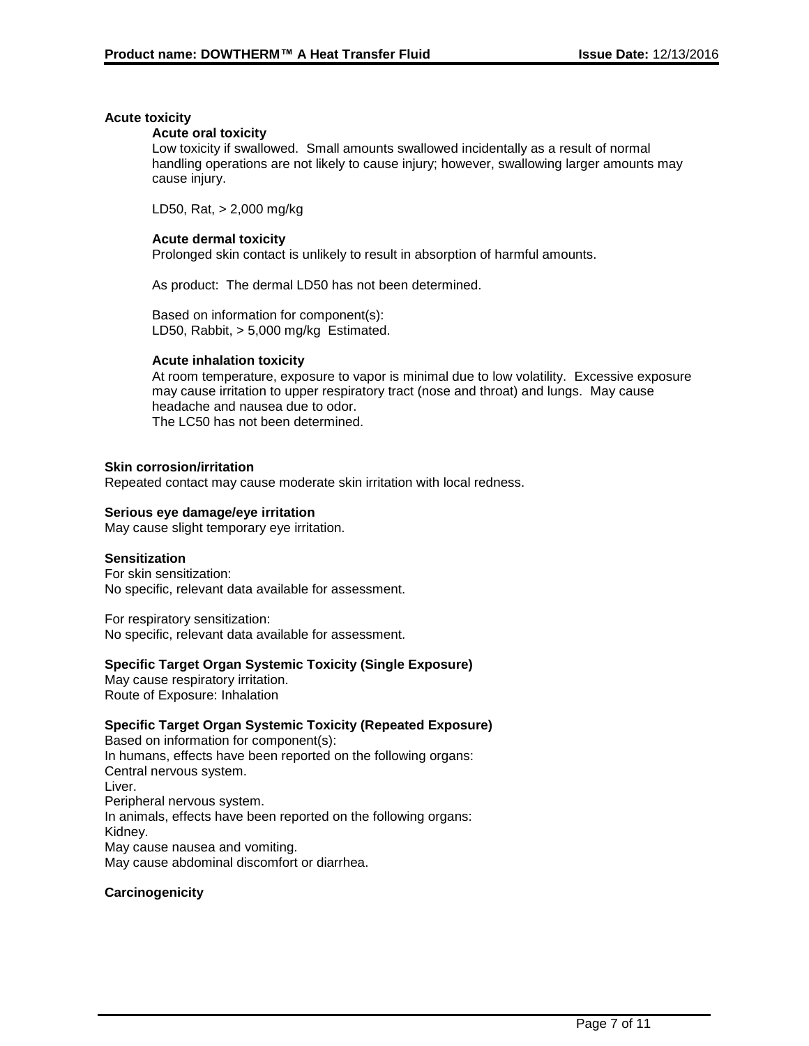### Acute toxicity

#### Acute oral toxicity

Low toxicity if swallowed. Small amounts swallowed incidentally as a result of normal handling operations are not likely to cause injury; however, swallowing larger amounts may cause injury.

LD50, Rat, > 2,000 mg/kg

#### Acute dermal toxicity

Prolonged skin contact is unlikely to result in absorption of harmful amounts.

As product: The dermal LD50 has not been determined.

Based on information for component(s):
LD50, Rabbit, > 5,000 mg/kg Estimated.

#### Acute inhalation toxicity

At room temperature, exposure to vapor is minimal due to low volatility. Excessive exposure may cause irritation to upper respiratory tract (nose and throat) and lungs. May cause headache and nausea due to odor.
The LC50 has not been determined.

### Skin corrosion/irritation

Repeated contact may cause moderate skin irritation with local redness.

### Serious eye damage/eye irritation

May cause slight temporary eye irritation.

### Sensitization

For skin sensitization:
No specific, relevant data available for assessment.

For respiratory sensitization:
No specific, relevant data available for assessment.

### Specific Target Organ Systemic Toxicity (Single Exposure)

May cause respiratory irritation.
Route of Exposure: Inhalation

### Specific Target Organ Systemic Toxicity (Repeated Exposure)

Based on information for component(s):
In humans, effects have been reported on the following organs:
Central nervous system.
Liver.
Peripheral nervous system.
In animals, effects have been reported on the following organs:
Kidney.
May cause nausea and vomiting.
May cause abdominal discomfort or diarrhea.

### Carcinogenicity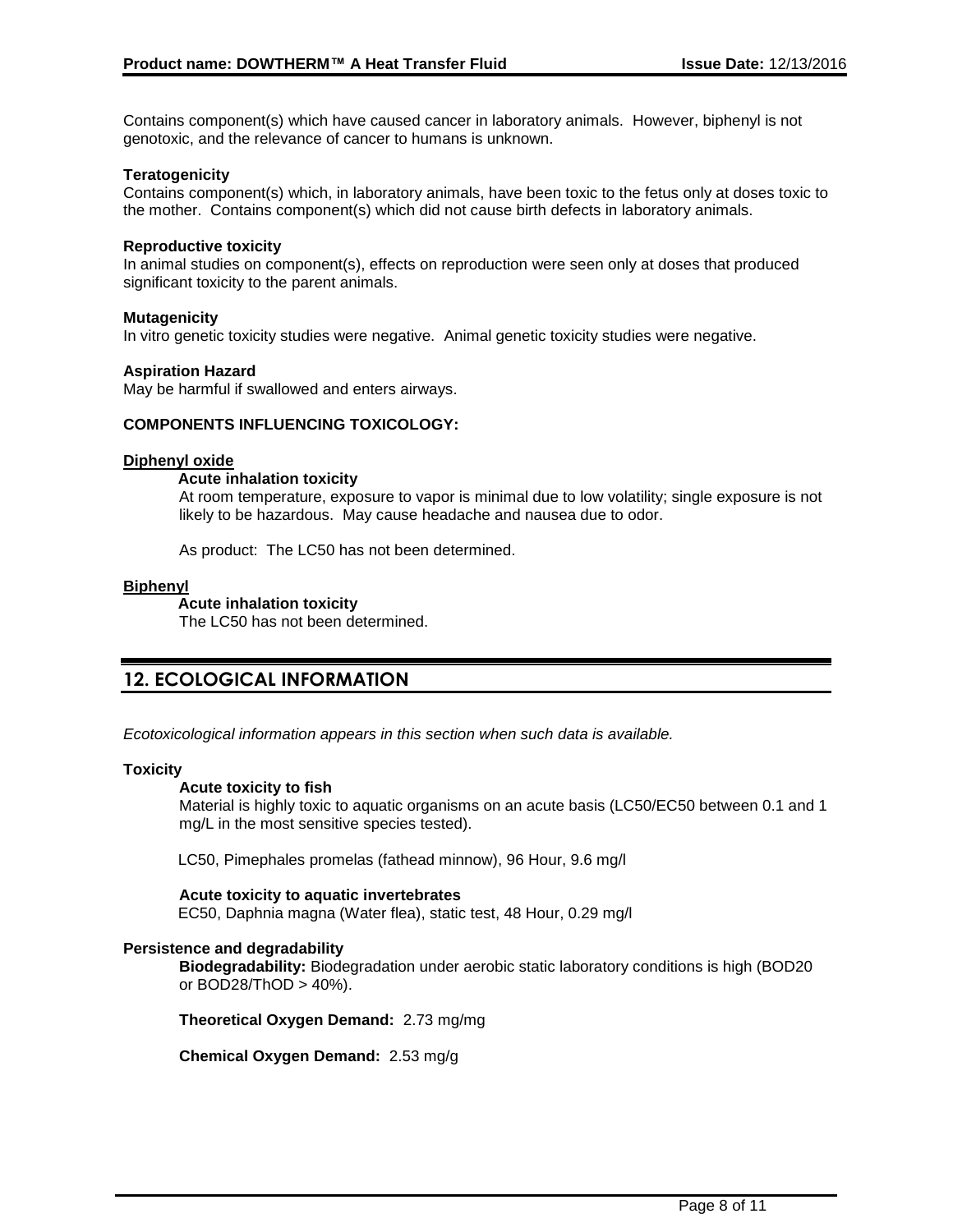Contains component(s) which have caused cancer in laboratory animals. However, biphenyl is not genotoxic, and the relevance of cancer to humans is unknown.

**Teratogenicity**
Contains component(s) which, in laboratory animals, have been toxic to the fetus only at doses toxic to the mother. Contains component(s) which did not cause birth defects in laboratory animals.

**Reproductive toxicity**
In animal studies on component(s), effects on reproduction were seen only at doses that produced significant toxicity to the parent animals.

**Mutagenicity**
In vitro genetic toxicity studies were negative. Animal genetic toxicity studies were negative.

**Aspiration Hazard**
May be harmful if swallowed and enters airways.

**COMPONENTS INFLUENCING TOXICOLOGY:**

**Diphenyl oxide**

**Acute inhalation toxicity**
At room temperature, exposure to vapor is minimal due to low volatility; single exposure is not likely to be hazardous. May cause headache and nausea due to odor.

As product: The LC50 has not been determined.

**Biphenyl**

**Acute inhalation toxicity**
The LC50 has not been determined.

## 12. ECOLOGICAL INFORMATION

*Ecotoxicological information appears in this section when such data is available.*

**Toxicity**

**Acute toxicity to fish**
Material is highly toxic to aquatic organisms on an acute basis (LC50/EC50 between 0.1 and 1 mg/L in the most sensitive species tested).

LC50, Pimephales promelas (fathead minnow), 96 Hour, 9.6 mg/l

**Acute toxicity to aquatic invertebrates**
EC50, Daphnia magna (Water flea), static test, 48 Hour, 0.29 mg/l

**Persistence and degradability**

**Biodegradability:** Biodegradation under aerobic static laboratory conditions is high (BOD20 or BOD28/ThOD > 40%).

**Theoretical Oxygen Demand:** 2.73 mg/mg

**Chemical Oxygen Demand:** 2.53 mg/g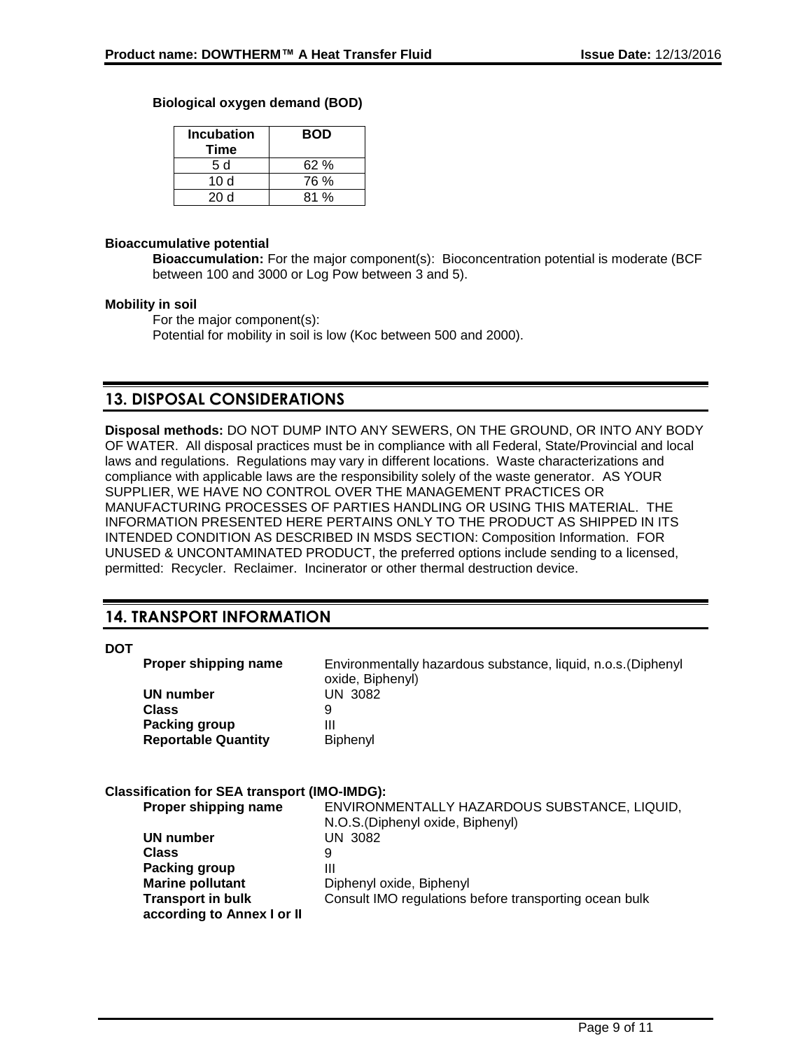**Biological oxygen demand (BOD)**

| Incubation Time | BOD |
|---|---|
| 5 d | 62 % |
| 10 d | 76 % |
| 20 d | 81 % |

**Bioaccumulative potential**

**Bioaccumulation:** For the major component(s): Bioconcentration potential is moderate (BCF between 100 and 3000 or Log Pow between 3 and 5).

**Mobility in soil**

For the major component(s):
Potential for mobility in soil is low (Koc between 500 and 2000).

## 13. DISPOSAL CONSIDERATIONS

**Disposal methods:** DO NOT DUMP INTO ANY SEWERS, ON THE GROUND, OR INTO ANY BODY OF WATER. All disposal practices must be in compliance with all Federal, State/Provincial and local laws and regulations. Regulations may vary in different locations. Waste characterizations and compliance with applicable laws are the responsibility solely of the waste generator. AS YOUR SUPPLIER, WE HAVE NO CONTROL OVER THE MANAGEMENT PRACTICES OR MANUFACTURING PROCESSES OF PARTIES HANDLING OR USING THIS MATERIAL. THE INFORMATION PRESENTED HERE PERTAINS ONLY TO THE PRODUCT AS SHIPPED IN ITS INTENDED CONDITION AS DESCRIBED IN MSDS SECTION: Composition Information. FOR UNUSED & UNCONTAMINATED PRODUCT, the preferred options include sending to a licensed, permitted: Recycler. Reclaimer. Incinerator or other thermal destruction device.

## 14. TRANSPORT INFORMATION

**DOT**

| | |
|---|---|
| **Proper shipping name** | Environmentally hazardous substance, liquid, n.o.s.(Diphenyl oxide, Biphenyl) |
| **UN number** | UN 3082 |
| **Class** | 9 |
| **Packing group** | III |
| **Reportable Quantity** | Biphenyl |

**Classification for SEA transport (IMO-IMDG):**

| | |
|---|---|
| **Proper shipping name** | ENVIRONMENTALLY HAZARDOUS SUBSTANCE, LIQUID, N.O.S.(Diphenyl oxide, Biphenyl) |
| **UN number** | UN 3082 |
| **Class** | 9 |
| **Packing group** | III |
| **Marine pollutant** | Diphenyl oxide, Biphenyl |
| **Transport in bulk according to Annex I or II** | Consult IMO regulations before transporting ocean bulk |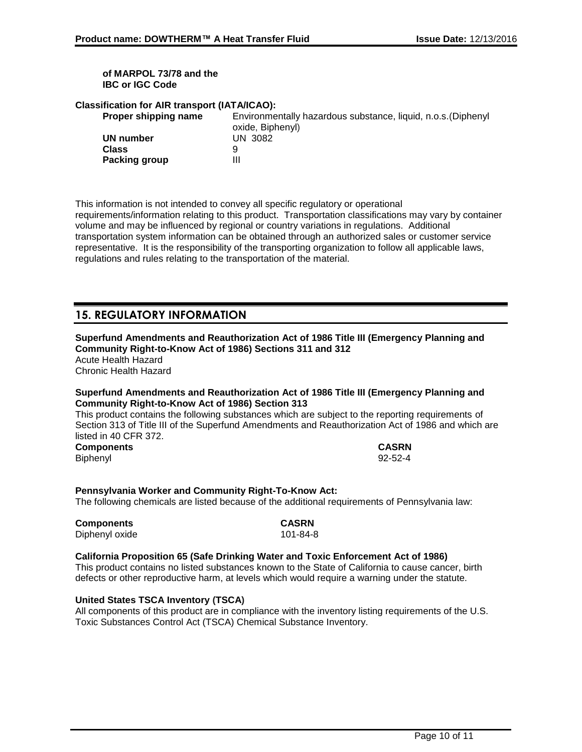**of MARPOL 73/78 and the IBC or IGC Code**

**Classification for AIR transport (IATA/ICAO):**

| | |
|---|---|
| **Proper shipping name** | Environmentally hazardous substance, liquid, n.o.s.(Diphenyl oxide, Biphenyl) |
| **UN number** | UN 3082 |
| **Class** | 9 |
| **Packing group** | III |

This information is not intended to convey all specific regulatory or operational requirements/information relating to this product. Transportation classifications may vary by container volume and may be influenced by regional or country variations in regulations. Additional transportation system information can be obtained through an authorized sales or customer service representative. It is the responsibility of the transporting organization to follow all applicable laws, regulations and rules relating to the transportation of the material.

## 15. REGULATORY INFORMATION

**Superfund Amendments and Reauthorization Act of 1986 Title III (Emergency Planning and Community Right-to-Know Act of 1986) Sections 311 and 312**

Acute Health Hazard
Chronic Health Hazard

**Superfund Amendments and Reauthorization Act of 1986 Title III (Emergency Planning and Community Right-to-Know Act of 1986) Section 313**

This product contains the following substances which are subject to the reporting requirements of Section 313 of Title III of the Superfund Amendments and Reauthorization Act of 1986 and which are listed in 40 CFR 372.

| **Components** | **CASRN** |
|---|---|
| Biphenyl | 92-52-4 |

**Pennsylvania Worker and Community Right-To-Know Act:**

The following chemicals are listed because of the additional requirements of Pennsylvania law:

| **Components** | **CASRN** |
|---|---|
| Diphenyl oxide | 101-84-8 |

**California Proposition 65 (Safe Drinking Water and Toxic Enforcement Act of 1986)**

This product contains no listed substances known to the State of California to cause cancer, birth defects or other reproductive harm, at levels which would require a warning under the statute.

**United States TSCA Inventory (TSCA)**

All components of this product are in compliance with the inventory listing requirements of the U.S. Toxic Substances Control Act (TSCA) Chemical Substance Inventory.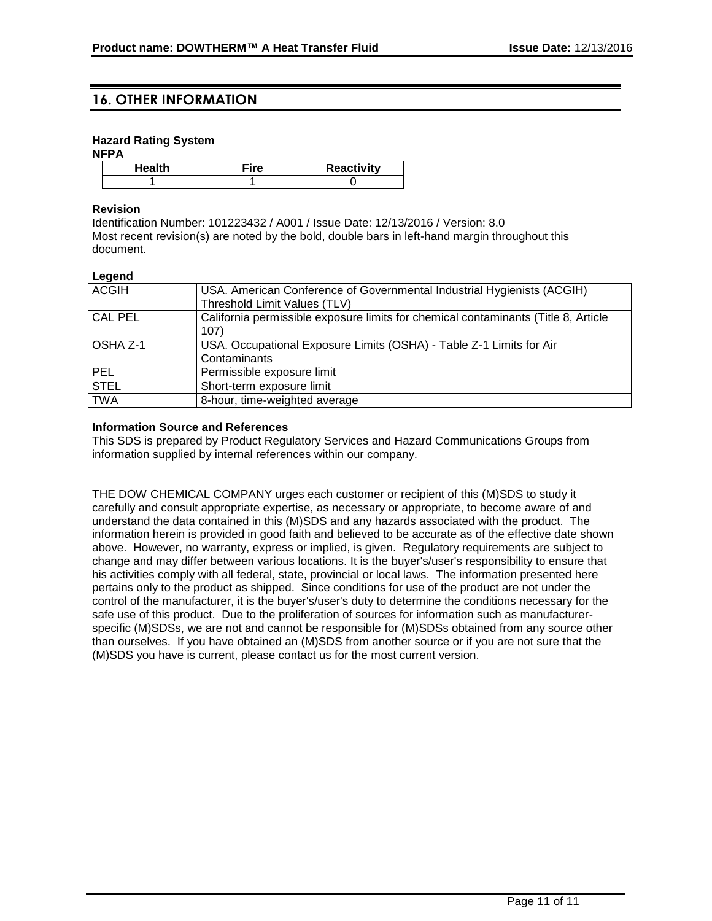## 16. OTHER INFORMATION

**Hazard Rating System**

**NFPA**

| Health | Fire | Reactivity |
| --- | --- | --- |
| 1 | 1 | 0 |

**Revision**

Identification Number: 101223432 / A001 / Issue Date: 12/13/2016 / Version: 8.0
Most recent revision(s) are noted by the bold, double bars in left-hand margin throughout this document.

**Legend**

| | |
| --- | --- |
| ACGIH | USA. American Conference of Governmental Industrial Hygienists (ACGIH) Threshold Limit Values (TLV) |
| CAL PEL | California permissible exposure limits for chemical contaminants (Title 8, Article 107) |
| OSHA Z-1 | USA. Occupational Exposure Limits (OSHA) - Table Z-1 Limits for Air Contaminants |
| PEL | Permissible exposure limit |
| STEL | Short-term exposure limit |
| TWA | 8-hour, time-weighted average |

**Information Source and References**

This SDS is prepared by Product Regulatory Services and Hazard Communications Groups from information supplied by internal references within our company.

THE DOW CHEMICAL COMPANY urges each customer or recipient of this (M)SDS to study it carefully and consult appropriate expertise, as necessary or appropriate, to become aware of and understand the data contained in this (M)SDS and any hazards associated with the product. The information herein is provided in good faith and believed to be accurate as of the effective date shown above. However, no warranty, express or implied, is given. Regulatory requirements are subject to change and may differ between various locations. It is the buyer's/user's responsibility to ensure that his activities comply with all federal, state, provincial or local laws. The information presented here pertains only to the product as shipped. Since conditions for use of the product are not under the control of the manufacturer, it is the buyer's/user's duty to determine the conditions necessary for the safe use of this product. Due to the proliferation of sources for information such as manufacturer-specific (M)SDSs, we are not and cannot be responsible for (M)SDSs obtained from any source other than ourselves. If you have obtained an (M)SDS from another source or if you are not sure that the (M)SDS you have is current, please contact us for the most current version.